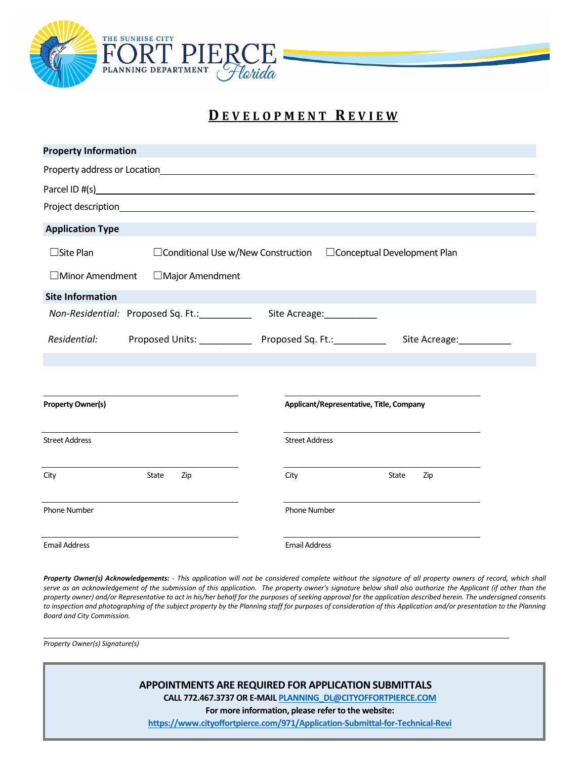THE SUNRISE CITY
FORT PIERCE
PLANNING DEPARTMENT *Florida*

# DEVELOPMENT REVIEW

## Property Information

Property address or Location________________________________________

Parcel ID #(s)________________________________________

Project description________________________________________

## Application Type

☐Site Plan ☐Conditional Use w/New Construction ☐Conceptual Development Plan

☐Minor Amendment ☐Major Amendment

## Site Information

*Non-Residential:* Proposed Sq. Ft.:__________ Site Acreage:__________

*Residential:* Proposed Units: __________ Proposed Sq. Ft.:__________ Site Acreage:__________

| | |
|---|---|
| **Property Owner(s)** | **Applicant/Representative, Title, Company** |
| Street Address | Street Address |
| City State Zip | City State Zip |
| Phone Number | Phone Number |
| Email Address | Email Address |

***Property Owner(s) Acknowledgements:*** *- This application will not be considered complete without the signature of all property owners of record, which shall serve as an acknowledgement of the submission of this application. The property owner's signature below shall also authorize the Applicant (if other than the property owner) and/or Representative to act in his/her behalf for the purposes of seeking approval for the application described herein. The undersigned consents to inspection and photographing of the subject property by the Planning staff for purposes of consideration of this Application and/or presentation to the Planning Board and City Commission.*

________________________________________

*Property Owner(s) Signature(s)*

**APPOINTMENTS ARE REQUIRED FOR APPLICATION SUBMITTALS**

**CALL 772.467.3737 OR E-MAIL PLANNING_DL@CITYOFFORTPIERCE.COM**

**For more information, please refer to the website:**

**https://www.cityoffortpierce.com/971/Application-Submittal-for-Technical-Revi**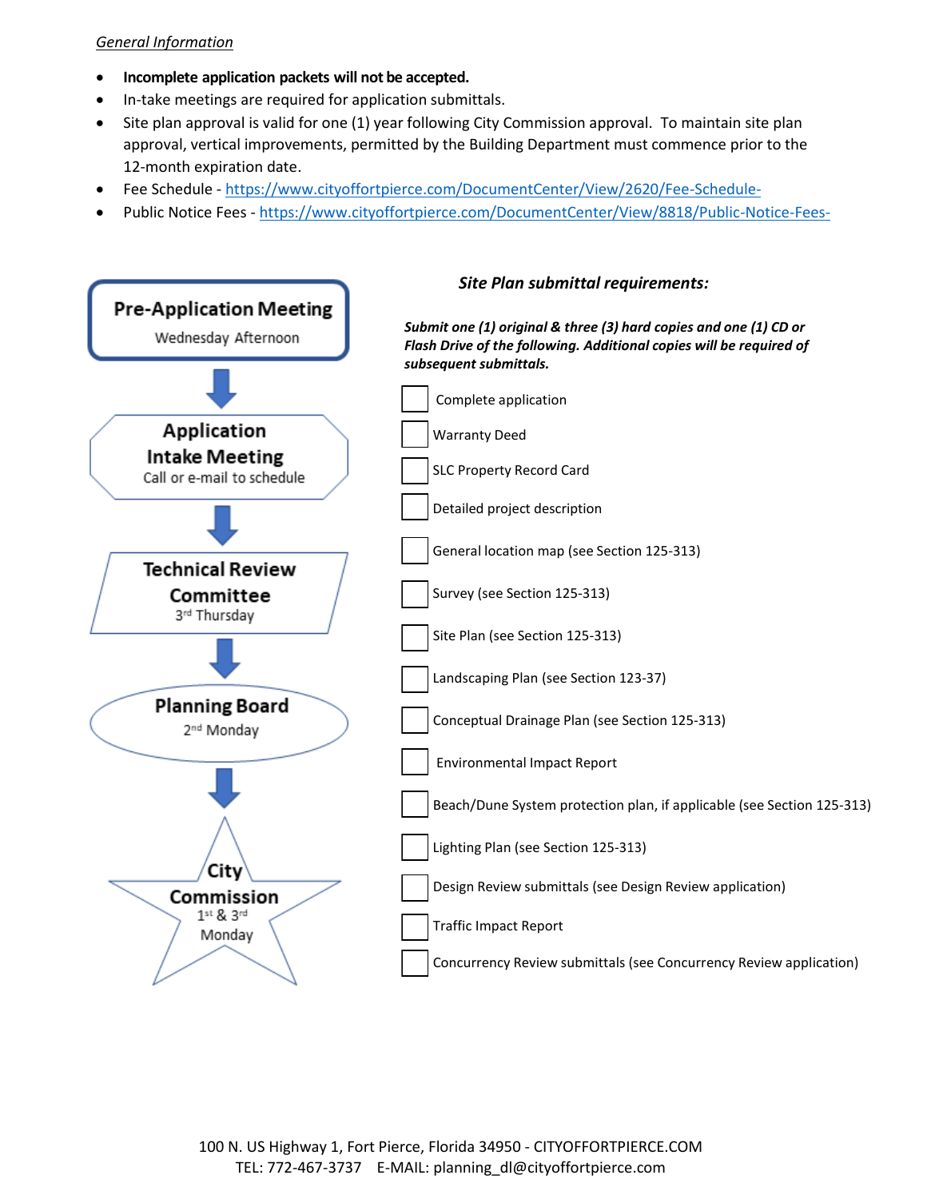*General Information*

- **Incomplete application packets will not be accepted.**
- In-take meetings are required for application submittals.
- Site plan approval is valid for one (1) year following City Commission approval. To maintain site plan approval, vertical improvements, permitted by the Building Department must commence prior to the 12-month expiration date.
- Fee Schedule - https://www.cityoffortpierce.com/DocumentCenter/View/2620/Fee-Schedule-
- Public Notice Fees - https://www.cityoffortpierce.com/DocumentCenter/View/8818/Public-Notice-Fees-

**Pre-Application Meeting**
Wednesday Afternoon

↓

**Application Intake Meeting**
Call or e-mail to schedule

↓

**Technical Review Committee**
3rd Thursday

↓

**Planning Board**
2nd Monday

↓

**City Commission**
1st & 3rd Monday

***Site Plan submittal requirements:***

***Submit one (1) original & three (3) hard copies and one (1) CD or Flash Drive of the following. Additional copies will be required of subsequent submittals.***

- [ ] Complete application
- [ ] Warranty Deed
- [ ] SLC Property Record Card
- [ ] Detailed project description
- [ ] General location map (see Section 125-313)
- [ ] Survey (see Section 125-313)
- [ ] Site Plan (see Section 125-313)
- [ ] Landscaping Plan (see Section 123-37)
- [ ] Conceptual Drainage Plan (see Section 125-313)
- [ ] Environmental Impact Report
- [ ] Beach/Dune System protection plan, if applicable (see Section 125-313)
- [ ] Lighting Plan (see Section 125-313)
- [ ] Design Review submittals (see Design Review application)
- [ ] Traffic Impact Report
- [ ] Concurrency Review submittals (see Concurrency Review application)

100 N. US Highway 1, Fort Pierce, Florida 34950 - CITYOFFORTPIERCE.COM
TEL: 772-467-3737 E-MAIL: planning_dl@cityoffortpierce.com